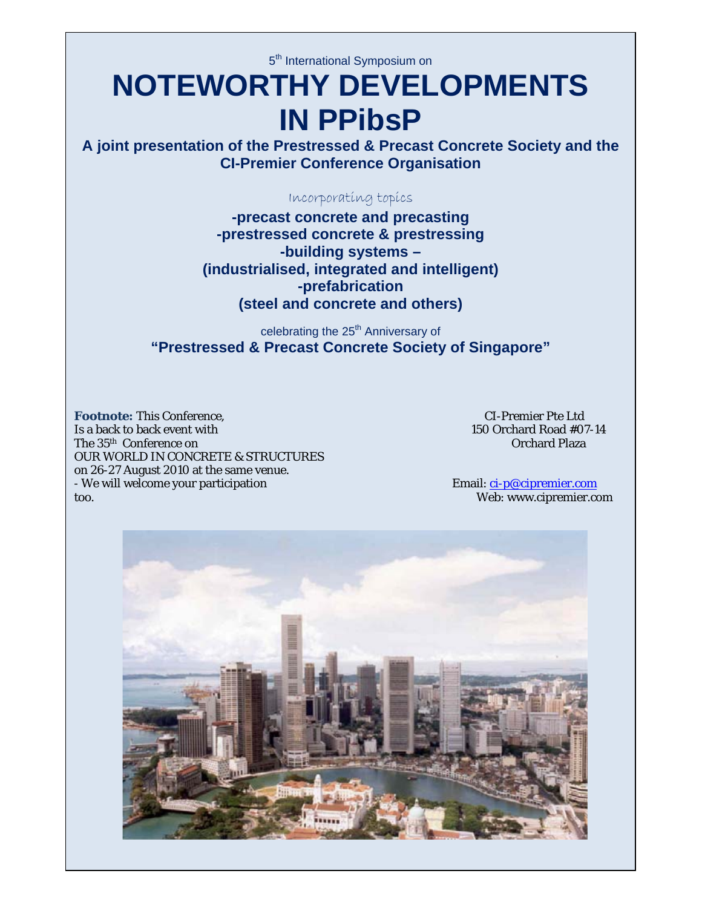5th International Symposium on

# NOTEWORTHY DEVELOPMENTS IN PPibsP

**A joint presentation of the Prestressed & Precast Concrete Society and the CI-Premier Conference Organisation**

Incorporating topics

**-precast concrete and precasting**
**-prestressed concrete & prestressing**
**-building systems –**
**(industrialised, integrated and intelligent)**
**-prefabrication**
**(steel and concrete and others)**

celebrating the 25th Anniversary of

**"Prestressed & Precast Concrete Society of Singapore"**

**Footnote:** This Conference,
Is a back to back event with
The 35th Conference on
OUR WORLD IN CONCRETE & STRUCTURES
on 26-27 August 2010 at the same venue.
- We will welcome your participation too.

CI-Premier Pte Ltd
150 Orchard Road #07-14
Orchard Plaza

Email: ci-p@cipremier.com
Web: www.cipremier.com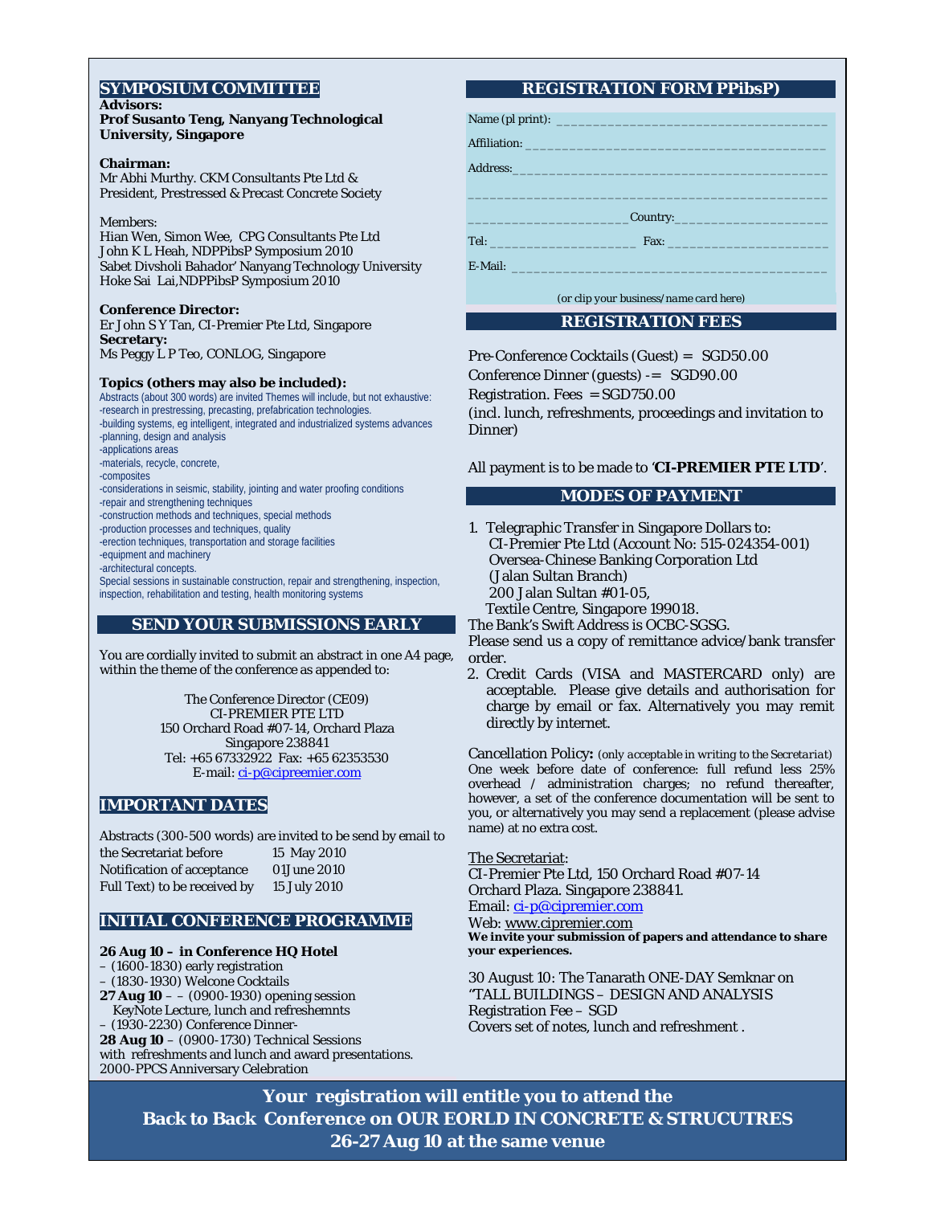## SYMPOSIUM COMMITTEE

**Advisors:**
**Prof Susanto Teng, Nanyang Technological University, Singapore**

**Chairman:**
Mr Abhi Murthy. CKM Consultants Pte Ltd &
President, Prestressed & Precast Concrete Society

Members:
Hian Wen, Simon Wee, CPG Consultants Pte Ltd
John K L Heah, NDPPibsP Symposium 2010
Sabet Divsholi Bahador' Nanyang Technology University
Hoke Sai Lai,NDPPibsP Symposium 2010

**Conference Director:**
Er John S Y Tan, CI-Premier Pte Ltd, Singapore
**Secretary:**
Ms Peggy L P Teo, CONLOG, Singapore

**Topics (others may also be included):**
Abstracts (about 300 words) are invited Themes will include, but not exhaustive:
-research in prestressing, precasting, prefabrication technologies.
-building systems, eg intelligent, integrated and industrialized systems advances
-planning, design and analysis
-applications areas
-materials, recycle, concrete,
-composites
-considerations in seismic, stability, jointing and water proofing conditions
-repair and strengthening techniques
-construction methods and techniques, special methods
-production processes and techniques, quality
-erection techniques, transportation and storage facilities
-equipment and machinery
-architectural concepts.
Special sessions in sustainable construction, repair and strengthening, inspection, inspection, rehabilitation and testing, health monitoring systems

## SEND YOUR SUBMISSIONS EARLY

You are cordially invited to submit an abstract in one A4 page, within the theme of the conference as appended to:

The Conference Director (CE09)
CI-PREMIER PTE LTD
150 Orchard Road #07-14, Orchard Plaza
Singapore 238841
Tel: +65 67332922 Fax: +65 62353530
E-mail: ci-p@cipreemier.com

## IMPORTANT DATES

Abstracts (300-500 words) are invited to be send by email to

| | |
|---|---|
| the Secretariat before | 15 May 2010 |
| Notification of acceptance | 01June 2010 |
| Full Text) to be received by | 15 July 2010 |

## INITIAL CONFERENCE PROGRAMME

**26 Aug 10 – in Conference HQ Hotel**
– (1600-1830) early registration
– (1830-1930) Welcome Cocktails
**27 Aug 10** – – (0900-1930) opening session
KeyNote Lecture, lunch and refreshemnts
– (1930-2230) Conference Dinner-
**28 Aug 10** – (0900-1730) Technical Sessions
with refreshments and lunch and award presentations.
2000-PPCS Anniversary Celebration

## REGISTRATION FORM PPibsP)

Name (pl print): ____________________________________

Affiliation: ____________________________________

Address: ____________________________________

____________________________________

____________________ Country: ____________________

Tel: ____________________ Fax: ____________________

E-Mail: ____________________________________

(or clip your business/name card here)

## REGISTRATION FEES

Pre-Conference Cocktails (Guest) = SGD50.00
Conference Dinner (guests) -= SGD90.00
Registration. Fees = SGD750.00
(incl. lunch, refreshments, proceedings and invitation to Dinner)

All payment is to be made to '**CI-PREMIER PTE LTD**'.

## MODES OF PAYMENT

1. Telegraphic Transfer in Singapore Dollars to:
   CI-Premier Pte Ltd (Account No: 515-024354-001)
   Oversea-Chinese Banking Corporation Ltd
   (Jalan Sultan Branch)
   200 Jalan Sultan #01-05,
   Textile Centre, Singapore 199018.

The Bank's Swift Address is OCBC-SGSG.
Please send us a copy of remittance advice/bank transfer order.

2. Credit Cards (VISA and MASTERCARD only) are acceptable. Please give details and authorisation for charge by email or fax. Alternatively you may remit directly by internet.

Cancellation Policy**:** *(only acceptable in writing to the Secretariat)* One week before date of conference: full refund less 25% overhead / administration charges; no refund thereafter, however, a set of the conference documentation will be sent to you, or alternatively you may send a replacement (please advise name) at no extra cost.

The Secretariat:
CI-Premier Pte Ltd, 150 Orchard Road #07-14
Orchard Plaza. Singapore 238841.
Email: ci-p@cipremier.com
Web: www.cipremier.com
**We invite your submission of papers and attendance to share your experiences.**

30 August 10: The Tanarath ONE-DAY Semknar on "TALL BUILDINGS – DESIGN AND ANALYSIS
Registration Fee – SGD
Covers set of notes, lunch and refreshment .

**Your registration will entitle you to attend the Back to Back Conference on OUR EORLD IN CONCRETE & STRUCUTRES 26-27 Aug 10 at the same venue**